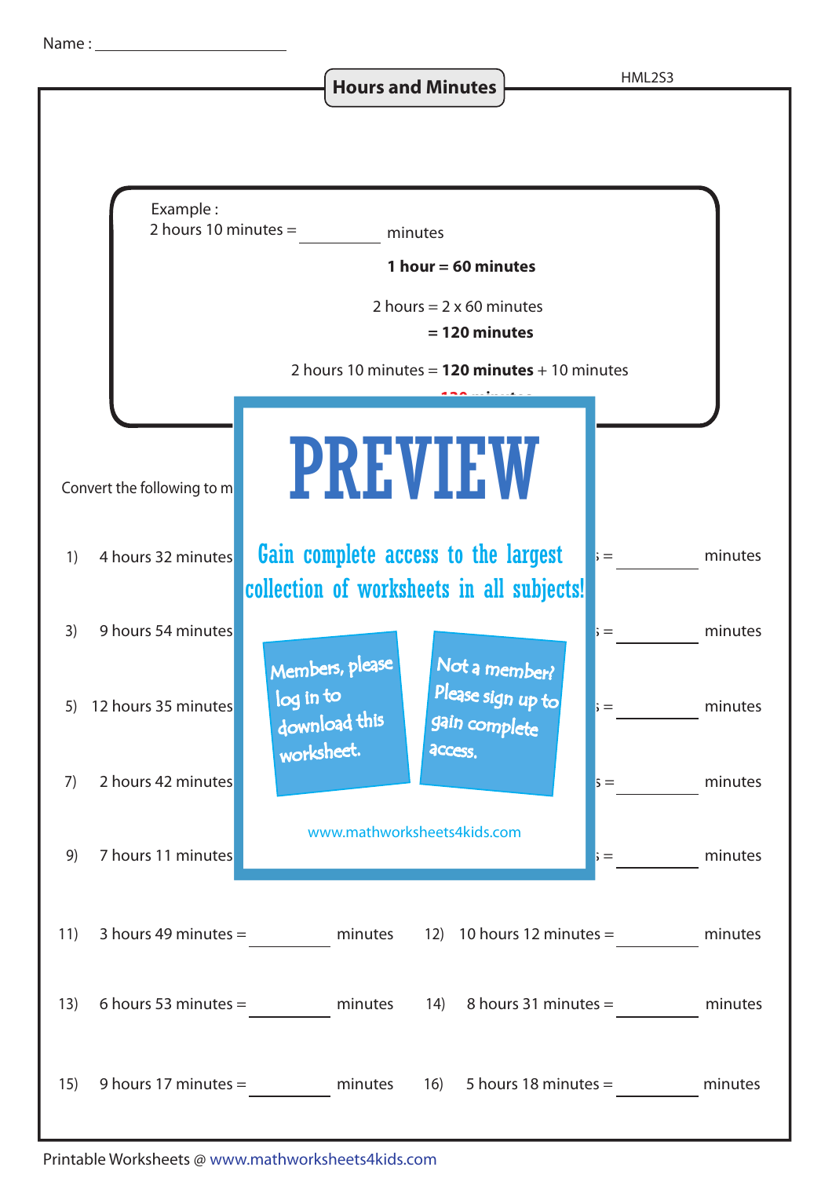Name : ____________________

# Hours and Minutes

HML2S3

Example :
2 hours 10 minutes = ________ minutes

**1 hour = 60 minutes**

2 hours = 2 x 60 minutes
**= 120 minutes**

2 hours 10 minutes = **120 minutes** + 10 minutes

Convert the following to m

# PREVIEW

Gain complete access to the largest collection of worksheets in all subjects!

Members, please log in to download this worksheet.

Not a member? Please sign up to gain complete access.

www.mathworksheets4kids.com

1) 4 hours 32 minutes ... s = ________ minutes

3) 9 hours 54 minutes ... s = ________ minutes

5) 12 hours 35 minutes ... s = ________ minutes

7) 2 hours 42 minutes ... s = ________ minutes

9) 7 hours 11 minutes ... s = ________ minutes

11) 3 hours 49 minutes = ________ minutes

12) 10 hours 12 minutes = ________ minutes

13) 6 hours 53 minutes = ________ minutes

14) 8 hours 31 minutes = ________ minutes

15) 9 hours 17 minutes = ________ minutes

16) 5 hours 18 minutes = ________ minutes

Printable Worksheets @ www.mathworksheets4kids.com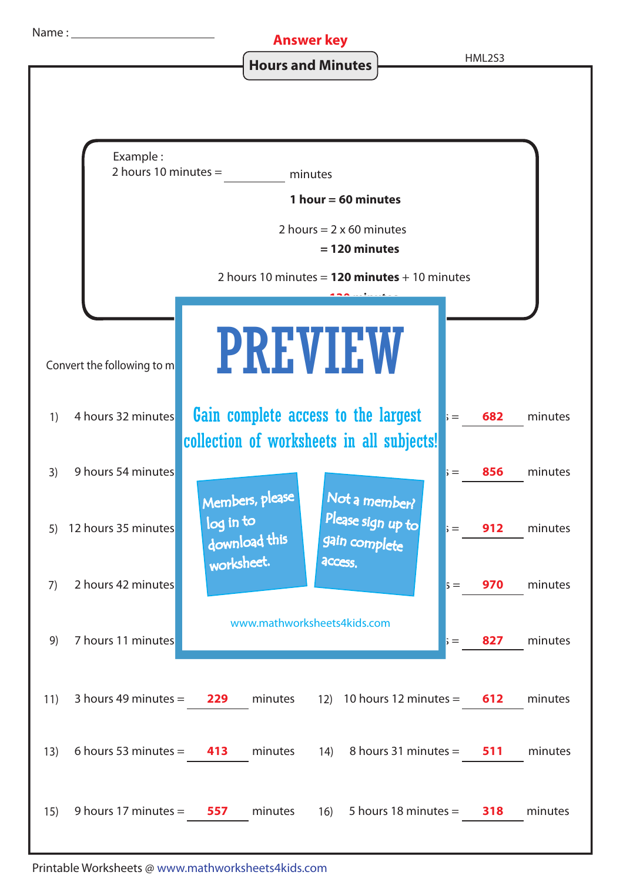Name : ____________________

**Answer key**

# Hours and Minutes

HML2S3

Example :
2 hours 10 minutes = ________ minutes

**1 hour = 60 minutes**

2 hours = 2 x 60 minutes
**= 120 minutes**

2 hours 10 minutes = **120 minutes** + 10 minutes

PREVIEW

Gain complete access to the largest collection of worksheets in all subjects!

Members, please log in to download this worksheet.

Not a member? Please sign up to gain complete access.

www.mathworksheets4kids.com

Convert the following to m

1) 4 hours 32 minutes ... = **682** minutes

3) 9 hours 54 minutes ... = **856** minutes

5) 12 hours 35 minutes ... = **912** minutes

7) 2 hours 42 minutes ... = **970** minutes

9) 7 hours 11 minutes ... = **827** minutes

11) 3 hours 49 minutes = **229** minutes

12) 10 hours 12 minutes = **612** minutes

13) 6 hours 53 minutes = **413** minutes

14) 8 hours 31 minutes = **511** minutes

15) 9 hours 17 minutes = **557** minutes

16) 5 hours 18 minutes = **318** minutes

Printable Worksheets @ www.mathworksheets4kids.com